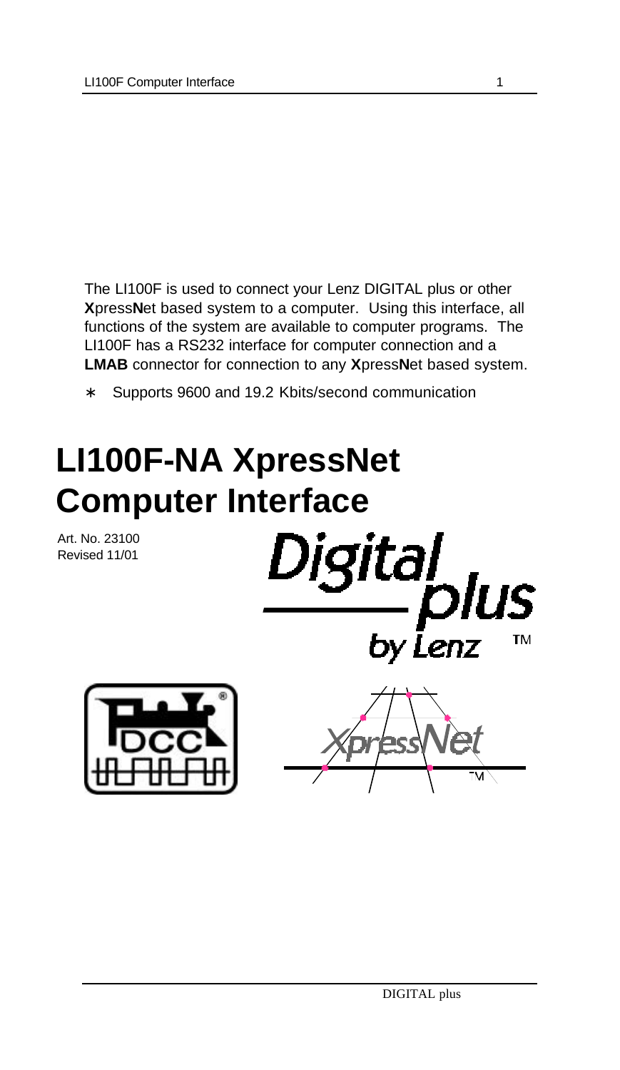The LI100F is used to connect your Lenz DIGITAL plus or other **X**press**N**et based system to a computer. Using this interface, all functions of the system are available to computer programs. The LI100F has a RS232 interface for computer connection and a **LMAB** connector for connection to any **X**press**N**et based system.

* Supports 9600 and 19.2 Kbits/second communication

# LI100F-NA XpressNet Computer Interface

Art. No. 23100
Revised 11/01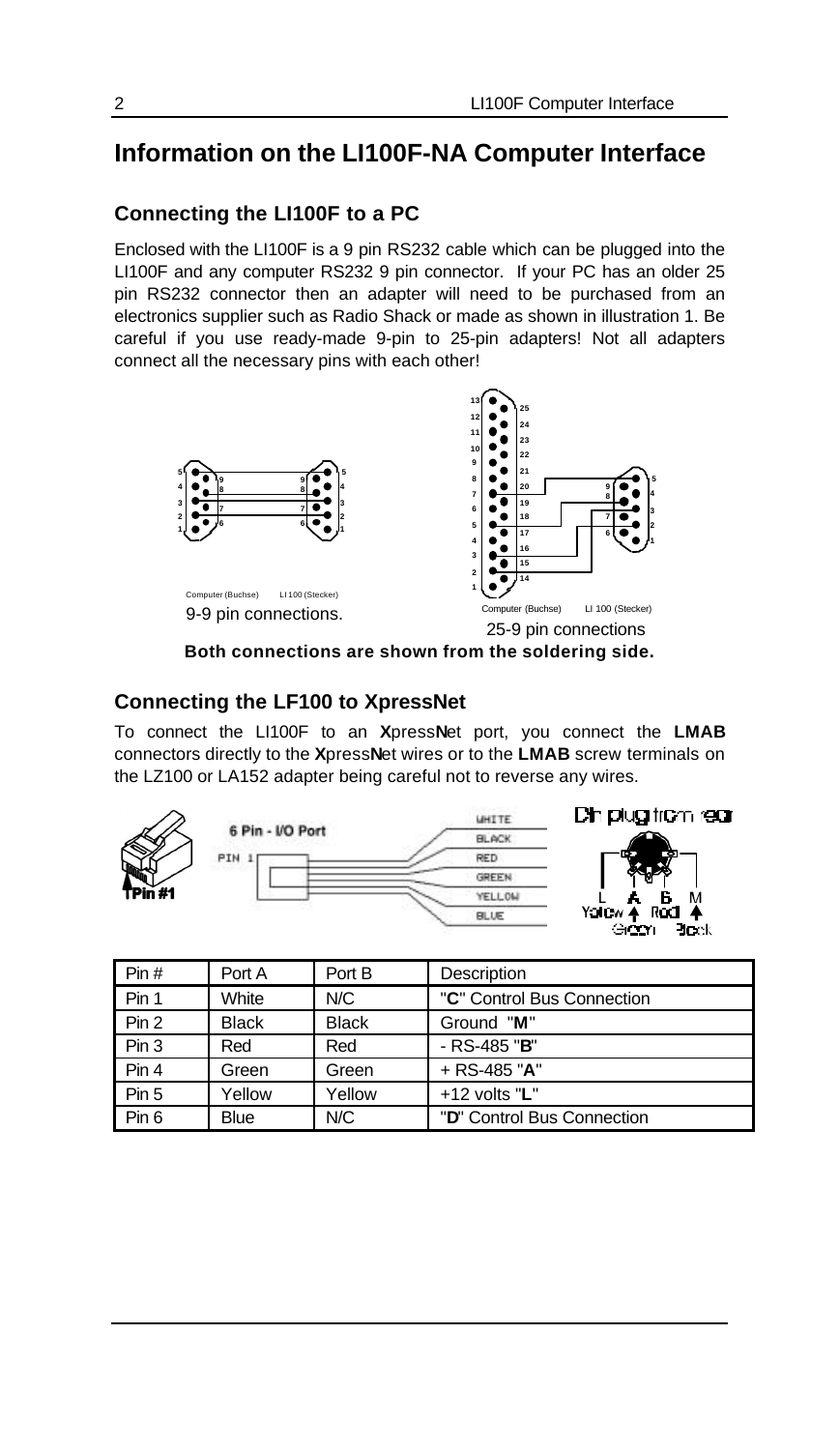# Information on the LI100F-NA Computer Interface

## Connecting the LI100F to a PC

Enclosed with the LI100F is a 9 pin RS232 cable which can be plugged into the LI100F and any computer RS232 9 pin connector. If your PC has an older 25 pin RS232 connector then an adapter will need to be purchased from an electronics supplier such as Radio Shack or made as shown in illustration 1. Be careful if you use ready-made 9-pin to 25-pin adapters! Not all adapters connect all the necessary pins with each other!

Computer (Buchse) LI 100 (Stecker)

9-9 pin connections.

Computer (Buchse) LI 100 (Stecker)

25-9 pin connections

**Both connections are shown from the soldering side.**

## Connecting the LF100 to XpressNet

To connect the LI100F to an **X**press**N**et port, you connect the **LMAB** connectors directly to the **X**press**N**et wires or to the **LMAB** screw terminals on the LZ100 or LA152 adapter being careful not to reverse any wires.

| Pin # | Port A | Port B | Description |
|---|---|---|---|
| Pin 1 | White | N/C | "**C**" Control Bus Connection |
| Pin 2 | Black | Black | Ground "**M**" |
| Pin 3 | Red | Red | - RS-485 "**B**" |
| Pin 4 | Green | Green | + RS-485 "**A**" |
| Pin 5 | Yellow | Yellow | +12 volts "**L**" |
| Pin 6 | Blue | N/C | "**D**" Control Bus Connection |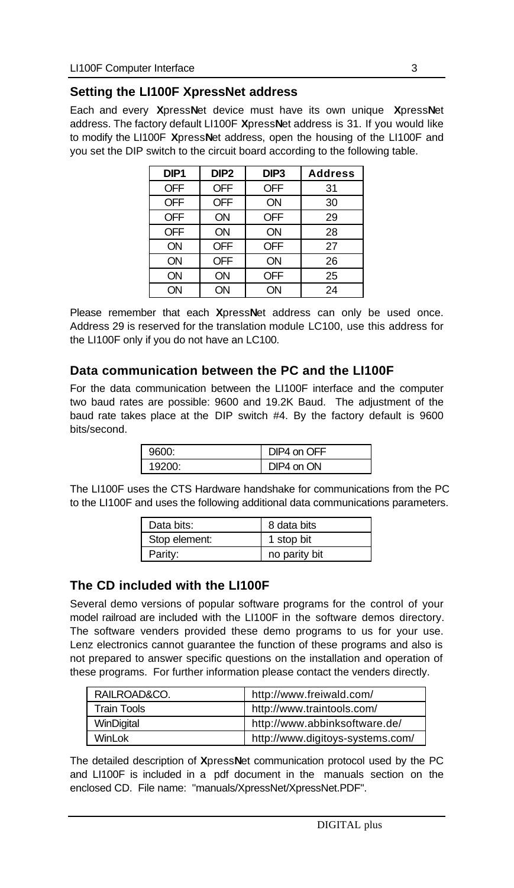## Setting the LI100F XpressNet address

Each and every **X**press**N**et device must have its own unique **X**press**N**et address. The factory default LI100F **X**press**N**et address is 31. If you would like to modify the LI100F **X**press**N**et address, open the housing of the LI100F and you set the DIP switch to the circuit board according to the following table.

| DIP1 | DIP2 | DIP3 | Address |
|---|---|---|---|
| OFF | OFF | OFF | 31 |
| OFF | OFF | ON | 30 |
| OFF | ON | OFF | 29 |
| OFF | ON | ON | 28 |
| ON | OFF | OFF | 27 |
| ON | OFF | ON | 26 |
| ON | ON | OFF | 25 |
| ON | ON | ON | 24 |

Please remember that each **X**press**N**et address can only be used once. Address 29 is reserved for the translation module LC100, use this address for the LI100F only if you do not have an LC100.

## Data communication between the PC and the LI100F

For the data communication between the LI100F interface and the computer two baud rates are possible: 9600 and 19.2K Baud. The adjustment of the baud rate takes place at the DIP switch #4. By the factory default is 9600 bits/second.

| | |
|---|---|
| 9600: | DIP4 on OFF |
| 19200: | DIP4 on ON |

The LI100F uses the CTS Hardware handshake for communications from the PC to the LI100F and uses the following additional data communications parameters.

| | |
|---|---|
| Data bits: | 8 data bits |
| Stop element: | 1 stop bit |
| Parity: | no parity bit |

## The CD included with the LI100F

Several demo versions of popular software programs for the control of your model railroad are included with the LI100F in the software demos directory. The software venders provided these demo programs to us for your use. Lenz electronics cannot guarantee the function of these programs and also is not prepared to answer specific questions on the installation and operation of these programs. For further information please contact the venders directly.

| | |
|---|---|
| RAILROAD&CO. | http://www.freiwald.com/ |
| Train Tools | http://www.traintools.com/ |
| WinDigital | http://www.abbinksoftware.de/ |
| WinLok | http://www.digitoys-systems.com/ |

The detailed description of **X**press**N**et communication protocol used by the PC and LI100F is included in a pdf document in the manuals section on the enclosed CD. File name: "manuals/XpressNet/XpressNet.PDF".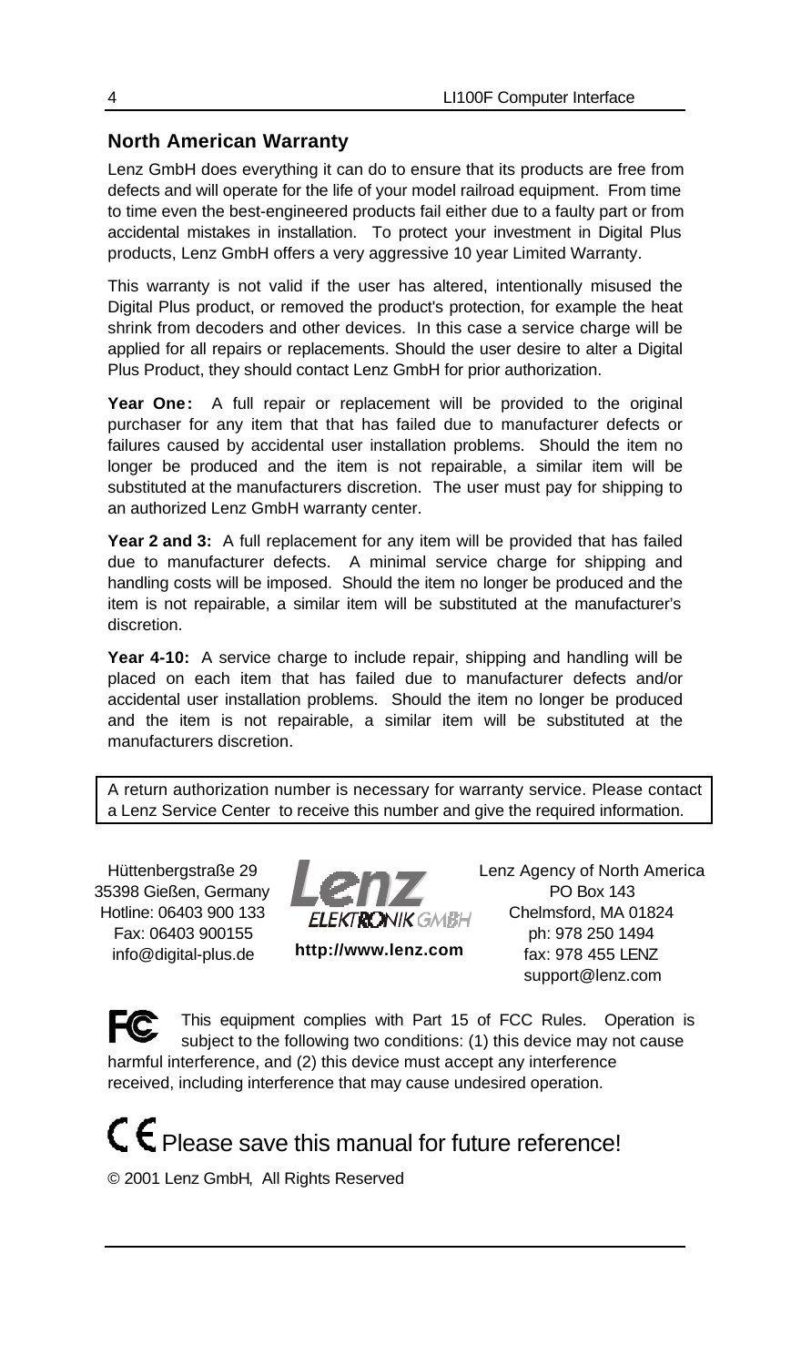## North American Warranty

Lenz GmbH does everything it can do to ensure that its products are free from defects and will operate for the life of your model railroad equipment. From time to time even the best-engineered products fail either due to a faulty part or from accidental mistakes in installation. To protect your investment in Digital Plus products, Lenz GmbH offers a very aggressive 10 year Limited Warranty.

This warranty is not valid if the user has altered, intentionally misused the Digital Plus product, or removed the product's protection, for example the heat shrink from decoders and other devices. In this case a service charge will be applied for all repairs or replacements. Should the user desire to alter a Digital Plus Product, they should contact Lenz GmbH for prior authorization.

**Year One:** A full repair or replacement will be provided to the original purchaser for any item that that has failed due to manufacturer defects or failures caused by accidental user installation problems. Should the item no longer be produced and the item is not repairable, a similar item will be substituted at the manufacturers discretion. The user must pay for shipping to an authorized Lenz GmbH warranty center.

**Year 2 and 3:** A full replacement for any item will be provided that has failed due to manufacturer defects. A minimal service charge for shipping and handling costs will be imposed. Should the item no longer be produced and the item is not repairable, a similar item will be substituted at the manufacturer's discretion.

**Year 4-10:** A service charge to include repair, shipping and handling will be placed on each item that has failed due to manufacturer defects and/or accidental user installation problems. Should the item no longer be produced and the item is not repairable, a similar item will be substituted at the manufacturers discretion.

A return authorization number is necessary for warranty service. Please contact a Lenz Service Center to receive this number and give the required information.

Hüttenbergstraße 29
35398 Gießen, Germany
Hotline: 06403 900 133
Fax: 06403 900155
info@digital-plus.de

Lenz ELEKTRONIK GMBH
**http://www.lenz.com**

Lenz Agency of North America
PO Box 143
Chelmsford, MA 01824
ph: 978 250 1494
fax: 978 455 LENZ
support@lenz.com

FC This equipment complies with Part 15 of FCC Rules. Operation is subject to the following two conditions: (1) this device may not cause harmful interference, and (2) this device must accept any interference received, including interference that may cause undesired operation.

CE Please save this manual for future reference!

© 2001 Lenz GmbH, All Rights Reserved